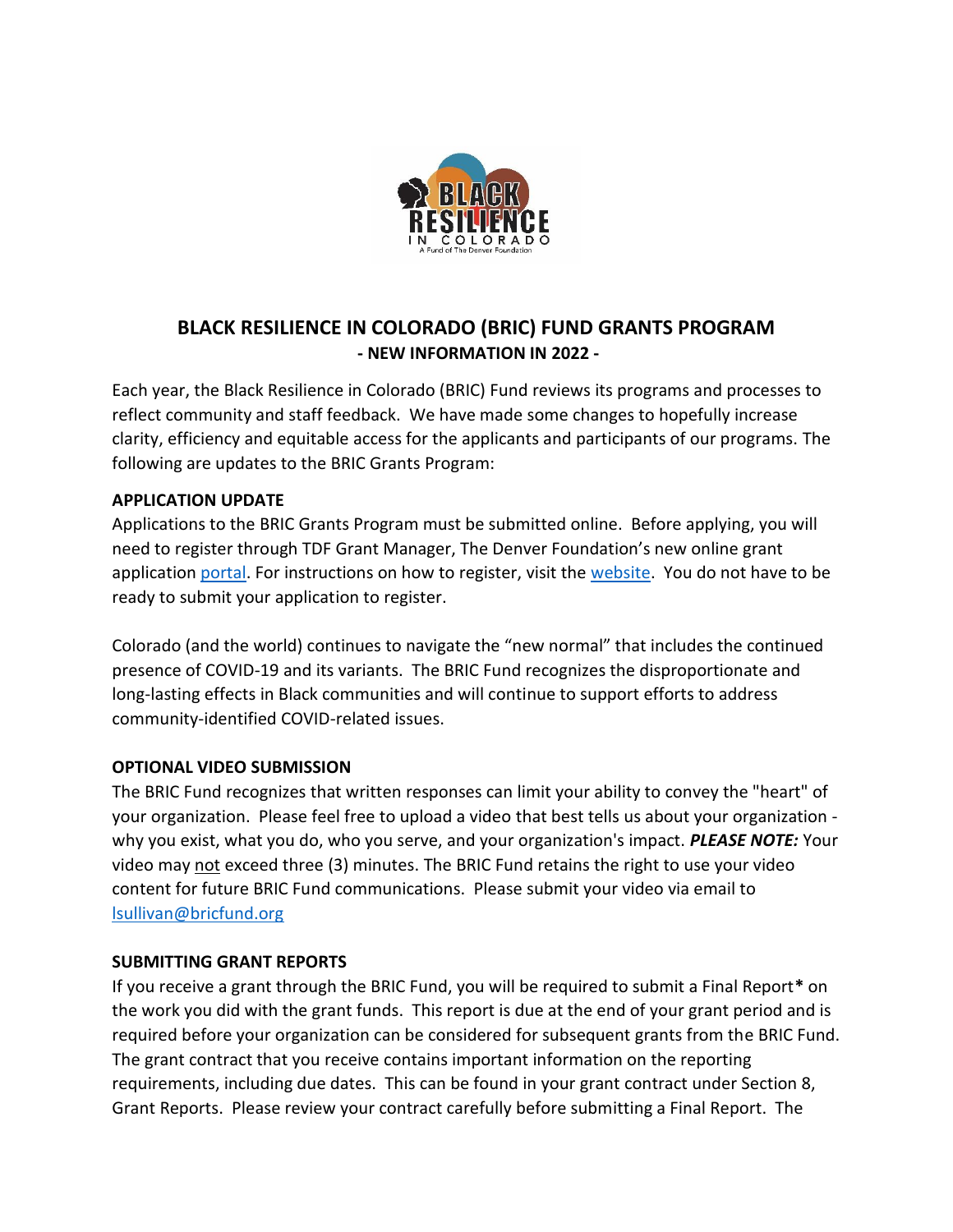# BLACK RESILIENCE IN COLORADO (BRIC) FUND GRANTS PROGRAM

## - NEW INFORMATION IN 2022 -

Each year, the Black Resilience in Colorado (BRIC) Fund reviews its programs and processes to reflect community and staff feedback. We have made some changes to hopefully increase clarity, efficiency and equitable access for the applicants and participants of our programs. The following are updates to the BRIC Grants Program:

### APPLICATION UPDATE

Applications to the BRIC Grants Program must be submitted online. Before applying, you will need to register through TDF Grant Manager, The Denver Foundation's new online grant application portal. For instructions on how to register, visit the website. You do not have to be ready to submit your application to register.

Colorado (and the world) continues to navigate the "new normal" that includes the continued presence of COVID-19 and its variants. The BRIC Fund recognizes the disproportionate and long-lasting effects in Black communities and will continue to support efforts to address community-identified COVID-related issues.

### OPTIONAL VIDEO SUBMISSION

The BRIC Fund recognizes that written responses can limit your ability to convey the "heart" of your organization. Please feel free to upload a video that best tells us about your organization - why you exist, what you do, who you serve, and your organization's impact. ***PLEASE NOTE:*** Your video may not exceed three (3) minutes. The BRIC Fund retains the right to use your video content for future BRIC Fund communications. Please submit your video via email to lsullivan@bricfund.org

### SUBMITTING GRANT REPORTS

If you receive a grant through the BRIC Fund, you will be required to submit a Final Report* on the work you did with the grant funds. This report is due at the end of your grant period and is required before your organization can be considered for subsequent grants from the BRIC Fund. The grant contract that you receive contains important information on the reporting requirements, including due dates. This can be found in your grant contract under Section 8, Grant Reports. Please review your contract carefully before submitting a Final Report. The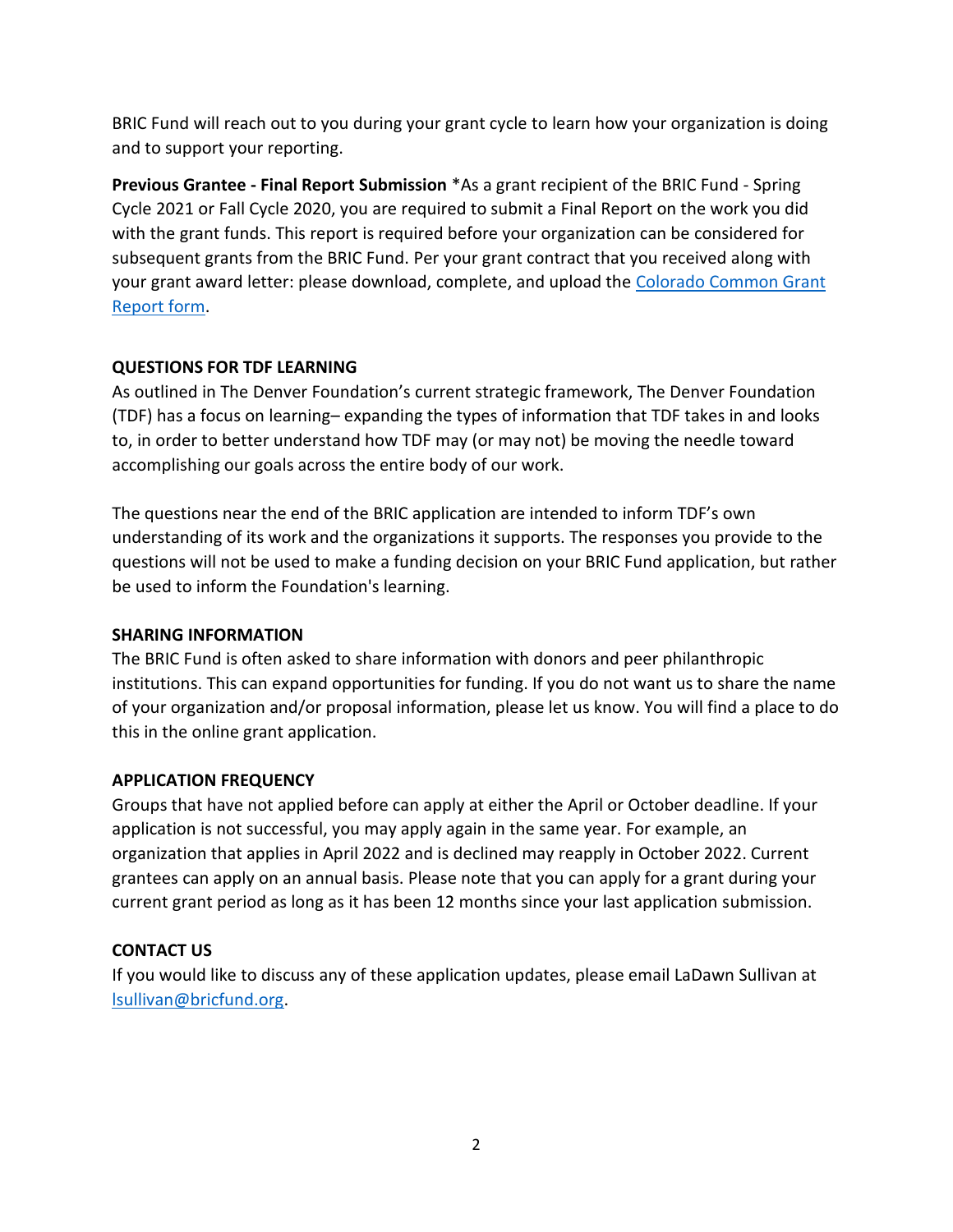BRIC Fund will reach out to you during your grant cycle to learn how your organization is doing and to support your reporting.

**Previous Grantee - Final Report Submission** *As a grant recipient of the BRIC Fund - Spring Cycle 2021 or Fall Cycle 2020, you are required to submit a Final Report on the work you did with the grant funds. This report is required before your organization can be considered for subsequent grants from the BRIC Fund. Per your grant contract that you received along with your grant award letter: please download, complete, and upload the Colorado Common Grant Report form.

## QUESTIONS FOR TDF LEARNING

As outlined in The Denver Foundation's current strategic framework, The Denver Foundation (TDF) has a focus on learning– expanding the types of information that TDF takes in and looks to, in order to better understand how TDF may (or may not) be moving the needle toward accomplishing our goals across the entire body of our work.

The questions near the end of the BRIC application are intended to inform TDF's own understanding of its work and the organizations it supports. The responses you provide to the questions will not be used to make a funding decision on your BRIC Fund application, but rather be used to inform the Foundation's learning.

## SHARING INFORMATION

The BRIC Fund is often asked to share information with donors and peer philanthropic institutions. This can expand opportunities for funding. If you do not want us to share the name of your organization and/or proposal information, please let us know. You will find a place to do this in the online grant application.

## APPLICATION FREQUENCY

Groups that have not applied before can apply at either the April or October deadline. If your application is not successful, you may apply again in the same year. For example, an organization that applies in April 2022 and is declined may reapply in October 2022. Current grantees can apply on an annual basis. Please note that you can apply for a grant during your current grant period as long as it has been 12 months since your last application submission.

## CONTACT US

If you would like to discuss any of these application updates, please email LaDawn Sullivan at lsullivan@bricfund.org.